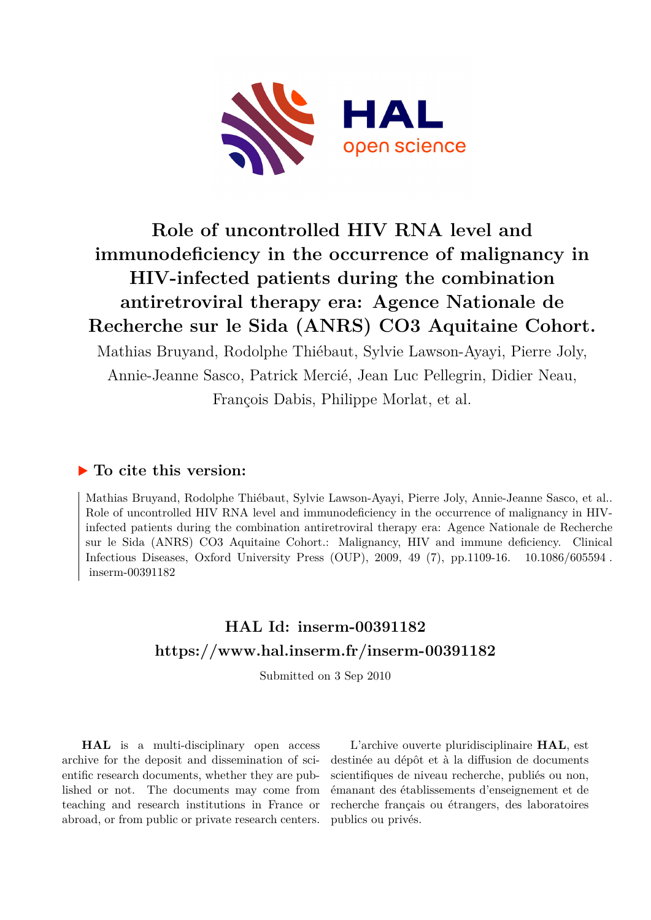# Role of uncontrolled HIV RNA level and immunodeficiency in the occurrence of malignancy in HIV-infected patients during the combination antiretroviral therapy era: Agence Nationale de Recherche sur le Sida (ANRS) CO3 Aquitaine Cohort.

Mathias Bruyand, Rodolphe Thiébaut, Sylvie Lawson-Ayayi, Pierre Joly, Annie-Jeanne Sasco, Patrick Mercié, Jean Luc Pellegrin, Didier Neau, François Dabis, Philippe Morlat, et al.

## ▶ To cite this version:

Mathias Bruyand, Rodolphe Thiébaut, Sylvie Lawson-Ayayi, Pierre Joly, Annie-Jeanne Sasco, et al.. Role of uncontrolled HIV RNA level and immunodeficiency in the occurrence of malignancy in HIV-infected patients during the combination antiretroviral therapy era: Agence Nationale de Recherche sur le Sida (ANRS) CO3 Aquitaine Cohort.: Malignancy, HIV and immune deficiency. Clinical Infectious Diseases, Oxford University Press (OUP), 2009, 49 (7), pp.1109-16. 10.1086/605594 . inserm-00391182

## HAL Id: inserm-00391182
## https://www.hal.inserm.fr/inserm-00391182

Submitted on 3 Sep 2010

**HAL** is a multi-disciplinary open access archive for the deposit and dissemination of scientific research documents, whether they are published or not. The documents may come from teaching and research institutions in France or abroad, or from public or private research centers.

L'archive ouverte pluridisciplinaire **HAL**, est destinée au dépôt et à la diffusion de documents scientifiques de niveau recherche, publiés ou non, émanant des établissements d'enseignement et de recherche français ou étrangers, des laboratoires publics ou privés.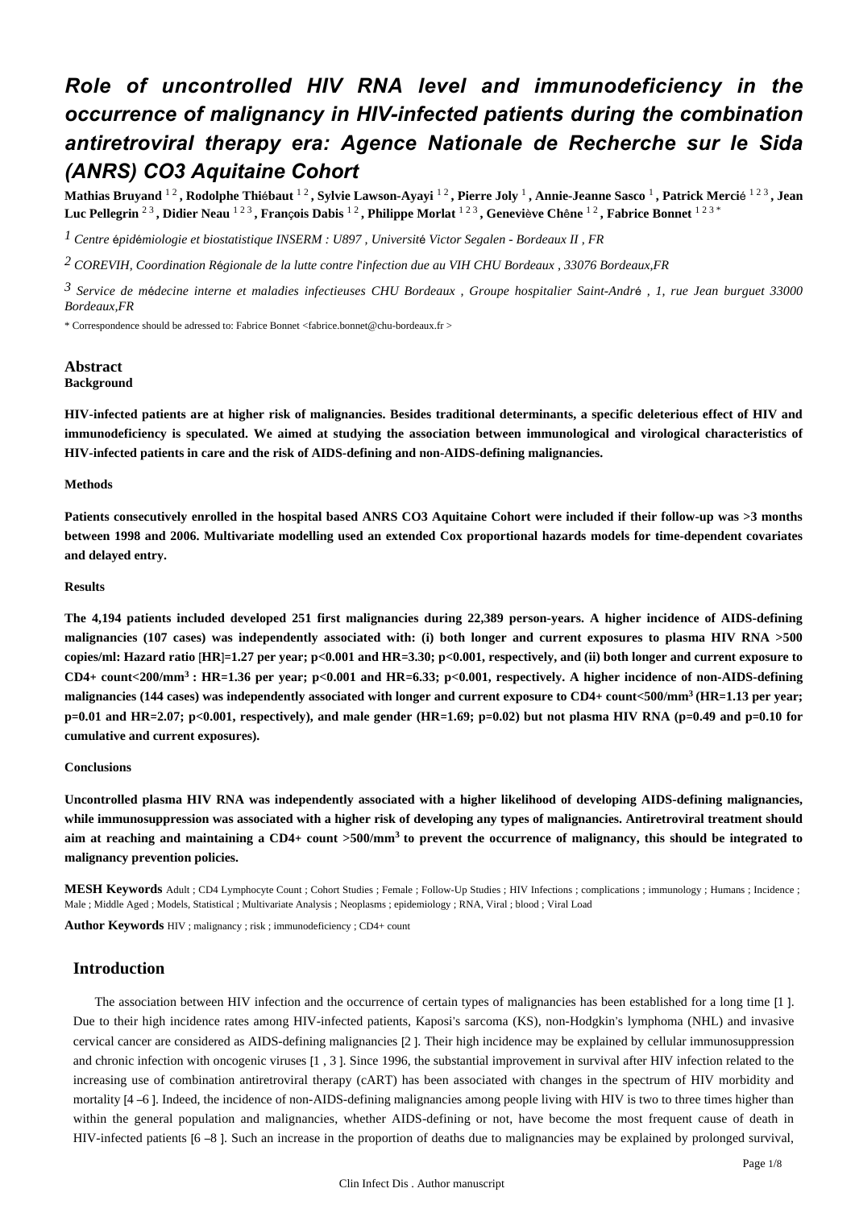# Role of uncontrolled HIV RNA level and immunodeficiency in the occurrence of malignancy in HIV-infected patients during the combination antiretroviral therapy era: Agence Nationale de Recherche sur le Sida (ANRS) CO3 Aquitaine Cohort

**Mathias Bruyand** [1,2] **, Rodolphe Thiébaut** [1,2] **, Sylvie Lawson-Ayayi** [1,2] **, Pierre Joly** [1] **, Annie-Jeanne Sasco** [1] **, Patrick Mercié** [1,2,3] **, Jean Luc Pellegrin** [2,3] **, Didier Neau** [1,2,3] **, François Dabis** [1,2] **, Philippe Morlat** [1,2,3] **, Geneviève Chêne** [1,2] **, Fabrice Bonnet** [1,2,3*]

[1] *Centre épidémiologie et biostatistique INSERM : U897 , Université Victor Segalen - Bordeaux II , FR*

[2] *COREVIH, Coordination Régionale de la lutte contre l'infection due au VIH CHU Bordeaux , 33076 Bordeaux,FR*

[3] *Service de médecine interne et maladies infectieuses CHU Bordeaux , Groupe hospitalier Saint-André , 1, rue Jean burguet 33000 Bordeaux,FR*

\* Correspondence should be adressed to: Fabrice Bonnet <fabrice.bonnet@chu-bordeaux.fr >

## Abstract

### Background

**HIV-infected patients are at higher risk of malignancies. Besides traditional determinants, a specific deleterious effect of HIV and immunodeficiency is speculated. We aimed at studying the association between immunological and virological characteristics of HIV-infected patients in care and the risk of AIDS-defining and non-AIDS-defining malignancies.**

### Methods

**Patients consecutively enrolled in the hospital based ANRS CO3 Aquitaine Cohort were included if their follow-up was >3 months between 1998 and 2006. Multivariate modelling used an extended Cox proportional hazards models for time-dependent covariates and delayed entry.**

### Results

**The 4,194 patients included developed 251 first malignancies during 22,389 person-years. A higher incidence of AIDS-defining malignancies (107 cases) was independently associated with: (i) both longer and current exposures to plasma HIV RNA >500 copies/ml: Hazard ratio [HR]=1.27 per year; p<0.001 and HR=3.30; p<0.001, respectively, and (ii) both longer and current exposure to CD4+ count<200/mm$^3$ : HR=1.36 per year; p<0.001 and HR=6.33; p<0.001, respectively. A higher incidence of non-AIDS-defining malignancies (144 cases) was independently associated with longer and current exposure to CD4+ count<500/mm$^3$ (HR=1.13 per year; p=0.01 and HR=2.07; p<0.001, respectively), and male gender (HR=1.69; p=0.02) but not plasma HIV RNA (p=0.49 and p=0.10 for cumulative and current exposures).**

### Conclusions

**Uncontrolled plasma HIV RNA was independently associated with a higher likelihood of developing AIDS-defining malignancies, while immunosuppression was associated with a higher risk of developing any types of malignancies. Antiretroviral treatment should aim at reaching and maintaining a CD4+ count >500/mm$^3$ to prevent the occurrence of malignancy, this should be integrated to malignancy prevention policies.**

**MESH Keywords** Adult ; CD4 Lymphocyte Count ; Cohort Studies ; Female ; Follow-Up Studies ; HIV Infections ; complications ; immunology ; Humans ; Incidence ; Male ; Middle Aged ; Models, Statistical ; Multivariate Analysis ; Neoplasms ; epidemiology ; RNA, Viral ; blood ; Viral Load

**Author Keywords** HIV ; malignancy ; risk ; immunodeficiency ; CD4+ count

## Introduction

The association between HIV infection and the occurrence of certain types of malignancies has been established for a long time [1 ]. Due to their high incidence rates among HIV-infected patients, Kaposi's sarcoma (KS), non-Hodgkin's lymphoma (NHL) and invasive cervical cancer are considered as AIDS-defining malignancies [2 ]. Their high incidence may be explained by cellular immunosuppression and chronic infection with oncogenic viruses [1 , 3 ]. Since 1996, the substantial improvement in survival after HIV infection related to the increasing use of combination antiretroviral therapy (cART) has been associated with changes in the spectrum of HIV morbidity and mortality [4 –6 ]. Indeed, the incidence of non-AIDS-defining malignancies among people living with HIV is two to three times higher than within the general population and malignancies, whether AIDS-defining or not, have become the most frequent cause of death in HIV-infected patients [6 –8 ]. Such an increase in the proportion of deaths due to malignancies may be explained by prolonged survival,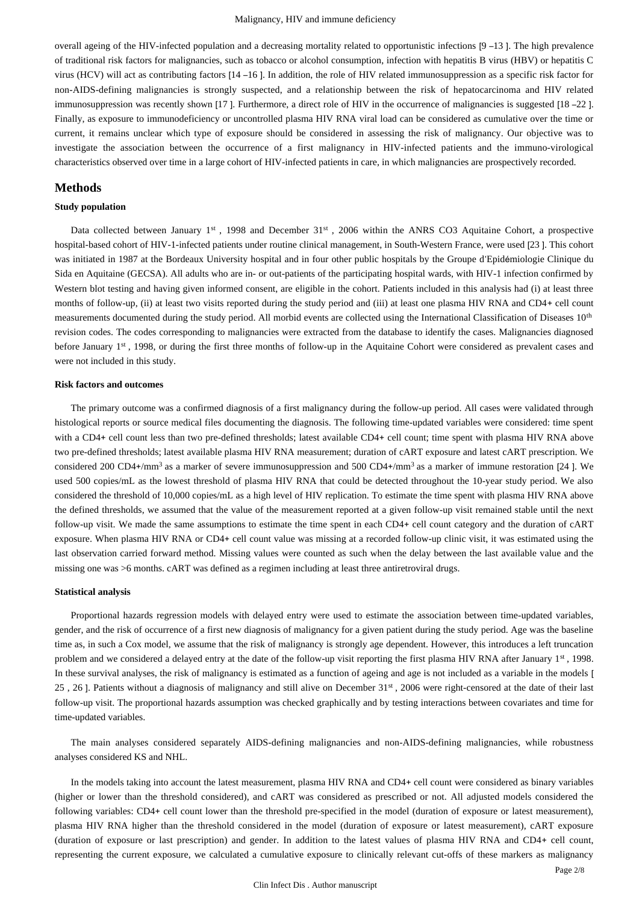overall ageing of the HIV-infected population and a decreasing mortality related to opportunistic infections [9 –13 ]. The high prevalence of traditional risk factors for malignancies, such as tobacco or alcohol consumption, infection with hepatitis B virus (HBV) or hepatitis C virus (HCV) will act as contributing factors [14 –16 ]. In addition, the role of HIV related immunosuppression as a specific risk factor for non-AIDS-defining malignancies is strongly suspected, and a relationship between the risk of hepatocarcinoma and HIV related immunosuppression was recently shown [17 ]. Furthermore, a direct role of HIV in the occurrence of malignancies is suggested [18 –22 ]. Finally, as exposure to immunodeficiency or uncontrolled plasma HIV RNA viral load can be considered as cumulative over the time or current, it remains unclear which type of exposure should be considered in assessing the risk of malignancy. Our objective was to investigate the association between the occurrence of a first malignancy in HIV-infected patients and the immuno-virological characteristics observed over time in a large cohort of HIV-infected patients in care, in which malignancies are prospectively recorded.

## Methods

### Study population

Data collected between January 1st , 1998 and December 31st , 2006 within the ANRS CO3 Aquitaine Cohort, a prospective hospital-based cohort of HIV-1-infected patients under routine clinical management, in South-Western France, were used [23 ]. This cohort was initiated in 1987 at the Bordeaux University hospital and in four other public hospitals by the Groupe d'Epidémiologie Clinique du Sida en Aquitaine (GECSA). All adults who are in- or out-patients of the participating hospital wards, with HIV-1 infection confirmed by Western blot testing and having given informed consent, are eligible in the cohort. Patients included in this analysis had (i) at least three months of follow-up, (ii) at least two visits reported during the study period and (iii) at least one plasma HIV RNA and CD4+ cell count measurements documented during the study period. All morbid events are collected using the International Classification of Diseases 10th revision codes. The codes corresponding to malignancies were extracted from the database to identify the cases. Malignancies diagnosed before January 1st , 1998, or during the first three months of follow-up in the Aquitaine Cohort were considered as prevalent cases and were not included in this study.

### Risk factors and outcomes

The primary outcome was a confirmed diagnosis of a first malignancy during the follow-up period. All cases were validated through histological reports or source medical files documenting the diagnosis. The following time-updated variables were considered: time spent with a CD4+ cell count less than two pre-defined thresholds; latest available CD4+ cell count; time spent with plasma HIV RNA above two pre-defined thresholds; latest available plasma HIV RNA measurement; duration of cART exposure and latest cART prescription. We considered 200 CD4+/mm$^3$ as a marker of severe immunosuppression and 500 CD4+/mm$^3$ as a marker of immune restoration [24 ]. We used 500 copies/mL as the lowest threshold of plasma HIV RNA that could be detected throughout the 10-year study period. We also considered the threshold of 10,000 copies/mL as a high level of HIV replication. To estimate the time spent with plasma HIV RNA above the defined thresholds, we assumed that the value of the measurement reported at a given follow-up visit remained stable until the next follow-up visit. We made the same assumptions to estimate the time spent in each CD4+ cell count category and the duration of cART exposure. When plasma HIV RNA or CD4+ cell count value was missing at a recorded follow-up clinic visit, it was estimated using the last observation carried forward method. Missing values were counted as such when the delay between the last available value and the missing one was >6 months. cART was defined as a regimen including at least three antiretroviral drugs.

### Statistical analysis

Proportional hazards regression models with delayed entry were used to estimate the association between time-updated variables, gender, and the risk of occurrence of a first new diagnosis of malignancy for a given patient during the study period. Age was the baseline time as, in such a Cox model, we assume that the risk of malignancy is strongly age dependent. However, this introduces a left truncation problem and we considered a delayed entry at the date of the follow-up visit reporting the first plasma HIV RNA after January 1st , 1998. In these survival analyses, the risk of malignancy is estimated as a function of ageing and age is not included as a variable in the models [ 25 , 26 ]. Patients without a diagnosis of malignancy and still alive on December 31st , 2006 were right-censored at the date of their last follow-up visit. The proportional hazards assumption was checked graphically and by testing interactions between covariates and time for time-updated variables.

The main analyses considered separately AIDS-defining malignancies and non-AIDS-defining malignancies, while robustness analyses considered KS and NHL.

In the models taking into account the latest measurement, plasma HIV RNA and CD4+ cell count were considered as binary variables (higher or lower than the threshold considered), and cART was considered as prescribed or not. All adjusted models considered the following variables: CD4+ cell count lower than the threshold pre-specified in the model (duration of exposure or latest measurement), plasma HIV RNA higher than the threshold considered in the model (duration of exposure or latest measurement), cART exposure (duration of exposure or last prescription) and gender. In addition to the latest values of plasma HIV RNA and CD4+ cell count, representing the current exposure, we calculated a cumulative exposure to clinically relevant cut-offs of these markers as malignancy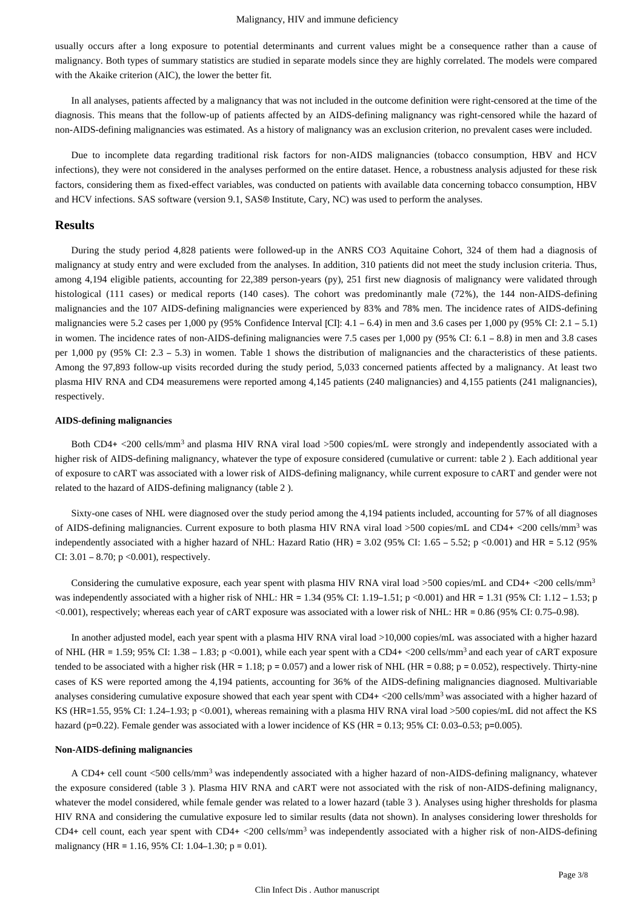usually occurs after a long exposure to potential determinants and current values might be a consequence rather than a cause of malignancy. Both types of summary statistics are studied in separate models since they are highly correlated. The models were compared with the Akaike criterion (AIC), the lower the better fit.

In all analyses, patients affected by a malignancy that was not included in the outcome definition were right-censored at the time of the diagnosis. This means that the follow-up of patients affected by an AIDS-defining malignancy was right-censored while the hazard of non-AIDS-defining malignancies was estimated. As a history of malignancy was an exclusion criterion, no prevalent cases were included.

Due to incomplete data regarding traditional risk factors for non-AIDS malignancies (tobacco consumption, HBV and HCV infections), they were not considered in the analyses performed on the entire dataset. Hence, a robustness analysis adjusted for these risk factors, considering them as fixed-effect variables, was conducted on patients with available data concerning tobacco consumption, HBV and HCV infections. SAS software (version 9.1, SAS® Institute, Cary, NC) was used to perform the analyses.

## Results

During the study period 4,828 patients were followed-up in the ANRS CO3 Aquitaine Cohort, 324 of them had a diagnosis of malignancy at study entry and were excluded from the analyses. In addition, 310 patients did not meet the study inclusion criteria. Thus, among 4,194 eligible patients, accounting for 22,389 person-years (py), 251 first new diagnosis of malignancy were validated through histological (111 cases) or medical reports (140 cases). The cohort was predominantly male (72%), the 144 non-AIDS-defining malignancies and the 107 AIDS-defining malignancies were experienced by 83% and 78% men. The incidence rates of AIDS-defining malignancies were 5.2 cases per 1,000 py (95% Confidence Interval [CI]: 4.1 – 6.4) in men and 3.6 cases per 1,000 py (95% CI: 2.1 – 5.1) in women. The incidence rates of non-AIDS-defining malignancies were 7.5 cases per 1,000 py (95% CI: 6.1 – 8.8) in men and 3.8 cases per 1,000 py (95% CI: 2.3 – 5.3) in women. Table 1 shows the distribution of malignancies and the characteristics of these patients. Among the 97,893 follow-up visits recorded during the study period, 5,033 concerned patients affected by a malignancy. At least two plasma HIV RNA and CD4 measuremens were reported among 4,145 patients (240 malignancies) and 4,155 patients (241 malignancies), respectively.

### AIDS-defining malignancies

Both CD4+ <200 cells/mm$^3$ and plasma HIV RNA viral load >500 copies/mL were strongly and independently associated with a higher risk of AIDS-defining malignancy, whatever the type of exposure considered (cumulative or current: table 2 ). Each additional year of exposure to cART was associated with a lower risk of AIDS-defining malignancy, while current exposure to cART and gender were not related to the hazard of AIDS-defining malignancy (table 2 ).

Sixty-one cases of NHL were diagnosed over the study period among the 4,194 patients included, accounting for 57% of all diagnoses of AIDS-defining malignancies. Current exposure to both plasma HIV RNA viral load >500 copies/mL and CD4+ <200 cells/mm$^3$ was independently associated with a higher hazard of NHL: Hazard Ratio (HR) = 3.02 (95% CI: 1.65 – 5.52; p <0.001) and HR = 5.12 (95% CI: 3.01 – 8.70; p <0.001), respectively.

Considering the cumulative exposure, each year spent with plasma HIV RNA viral load >500 copies/mL and CD4+ <200 cells/mm$^3$ was independently associated with a higher risk of NHL: HR = 1.34 (95% CI: 1.19–1.51; p <0.001) and HR = 1.31 (95% CI: 1.12 – 1.53; p <0.001), respectively; whereas each year of cART exposure was associated with a lower risk of NHL: HR = 0.86 (95% CI: 0.75–0.98).

In another adjusted model, each year spent with a plasma HIV RNA viral load >10,000 copies/mL was associated with a higher hazard of NHL (HR = 1.59; 95% CI: 1.38 – 1.83; p <0.001), while each year spent with a CD4+ <200 cells/mm$^3$ and each year of cART exposure tended to be associated with a higher risk (HR = 1.18; p = 0.057) and a lower risk of NHL (HR = 0.88; p = 0.052), respectively. Thirty-nine cases of KS were reported among the 4,194 patients, accounting for 36% of the AIDS-defining malignancies diagnosed. Multivariable analyses considering cumulative exposure showed that each year spent with CD4+ <200 cells/mm$^3$ was associated with a higher hazard of KS (HR=1.55, 95% CI: 1.24–1.93; p <0.001), whereas remaining with a plasma HIV RNA viral load >500 copies/mL did not affect the KS hazard (p=0.22). Female gender was associated with a lower incidence of KS (HR = 0.13; 95% CI: 0.03–0.53; p=0.005).

### Non-AIDS-defining malignancies

A CD4+ cell count <500 cells/mm$^3$ was independently associated with a higher hazard of non-AIDS-defining malignancy, whatever the exposure considered (table 3 ). Plasma HIV RNA and cART were not associated with the risk of non-AIDS-defining malignancy, whatever the model considered, while female gender was related to a lower hazard (table 3 ). Analyses using higher thresholds for plasma HIV RNA and considering the cumulative exposure led to similar results (data not shown). In analyses considering lower thresholds for CD4+ cell count, each year spent with CD4+ <200 cells/mm$^3$ was independently associated with a higher risk of non-AIDS-defining malignancy (HR = 1.16, 95% CI: 1.04–1.30; p = 0.01).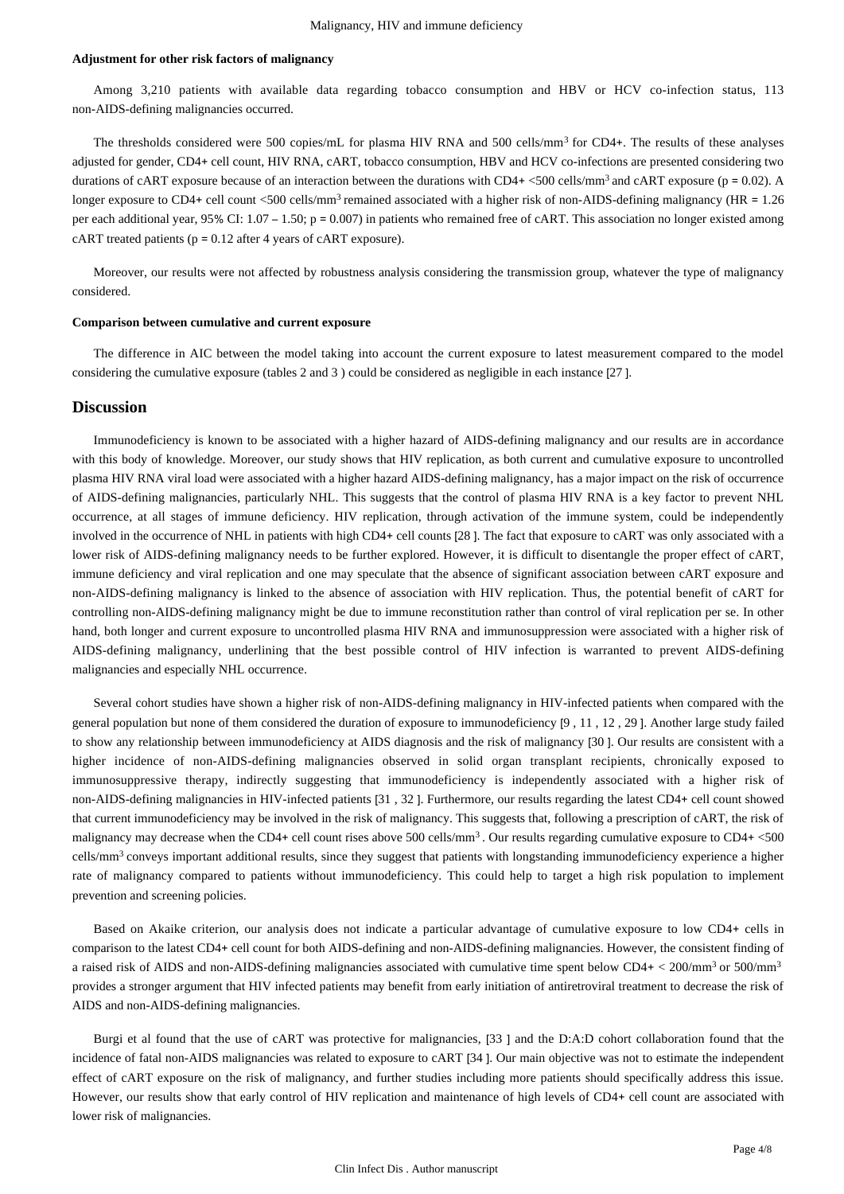#### Adjustment for other risk factors of malignancy

Among 3,210 patients with available data regarding tobacco consumption and HBV or HCV co-infection status, 113 non-AIDS-defining malignancies occurred.

The thresholds considered were 500 copies/mL for plasma HIV RNA and 500 cells/mm$^3$ for CD4+. The results of these analyses adjusted for gender, CD4+ cell count, HIV RNA, cART, tobacco consumption, HBV and HCV co-infections are presented considering two durations of cART exposure because of an interaction between the durations with CD4+ <500 cells/mm$^3$ and cART exposure ($p = 0.02$). A longer exposure to CD4+ cell count <500 cells/mm$^3$ remained associated with a higher risk of non-AIDS-defining malignancy (HR = 1.26 per each additional year, 95% CI: 1.07 – 1.50; $p = 0.007$) in patients who remained free of cART. This association no longer existed among cART treated patients ($p = 0.12$ after 4 years of cART exposure).

Moreover, our results were not affected by robustness analysis considering the transmission group, whatever the type of malignancy considered.

#### Comparison between cumulative and current exposure

The difference in AIC between the model taking into account the current exposure to latest measurement compared to the model considering the cumulative exposure (tables 2 and 3 ) could be considered as negligible in each instance [27 ].

## Discussion

Immunodeficiency is known to be associated with a higher hazard of AIDS-defining malignancy and our results are in accordance with this body of knowledge. Moreover, our study shows that HIV replication, as both current and cumulative exposure to uncontrolled plasma HIV RNA viral load were associated with a higher hazard AIDS-defining malignancy, has a major impact on the risk of occurrence of AIDS-defining malignancies, particularly NHL. This suggests that the control of plasma HIV RNA is a key factor to prevent NHL occurrence, at all stages of immune deficiency. HIV replication, through activation of the immune system, could be independently involved in the occurrence of NHL in patients with high CD4+ cell counts [28 ]. The fact that exposure to cART was only associated with a lower risk of AIDS-defining malignancy needs to be further explored. However, it is difficult to disentangle the proper effect of cART, immune deficiency and viral replication and one may speculate that the absence of significant association between cART exposure and non-AIDS-defining malignancy is linked to the absence of association with HIV replication. Thus, the potential benefit of cART for controlling non-AIDS-defining malignancy might be due to immune reconstitution rather than control of viral replication per se. In other hand, both longer and current exposure to uncontrolled plasma HIV RNA and immunosuppression were associated with a higher risk of AIDS-defining malignancy, underlining that the best possible control of HIV infection is warranted to prevent AIDS-defining malignancies and especially NHL occurrence.

Several cohort studies have shown a higher risk of non-AIDS-defining malignancy in HIV-infected patients when compared with the general population but none of them considered the duration of exposure to immunodeficiency [9 , 11 , 12 , 29 ]. Another large study failed to show any relationship between immunodeficiency at AIDS diagnosis and the risk of malignancy [30 ]. Our results are consistent with a higher incidence of non-AIDS-defining malignancies observed in solid organ transplant recipients, chronically exposed to immunosuppressive therapy, indirectly suggesting that immunodeficiency is independently associated with a higher risk of non-AIDS-defining malignancies in HIV-infected patients [31 , 32 ]. Furthermore, our results regarding the latest CD4+ cell count showed that current immunodeficiency may be involved in the risk of malignancy. This suggests that, following a prescription of cART, the risk of malignancy may decrease when the CD4+ cell count rises above 500 cells/mm$^3$ . Our results regarding cumulative exposure to CD4+ <500 cells/mm$^3$ conveys important additional results, since they suggest that patients with longstanding immunodeficiency experience a higher rate of malignancy compared to patients without immunodeficiency. This could help to target a high risk population to implement prevention and screening policies.

Based on Akaike criterion, our analysis does not indicate a particular advantage of cumulative exposure to low CD4+ cells in comparison to the latest CD4+ cell count for both AIDS-defining and non-AIDS-defining malignancies. However, the consistent finding of a raised risk of AIDS and non-AIDS-defining malignancies associated with cumulative time spent below CD4+ < 200/mm$^3$ or 500/mm$^3$ provides a stronger argument that HIV infected patients may benefit from early initiation of antiretroviral treatment to decrease the risk of AIDS and non-AIDS-defining malignancies.

Burgi et al found that the use of cART was protective for malignancies, [33 ] and the D:A:D cohort collaboration found that the incidence of fatal non-AIDS malignancies was related to exposure to cART [34 ]. Our main objective was not to estimate the independent effect of cART exposure on the risk of malignancy, and further studies including more patients should specifically address this issue. However, our results show that early control of HIV replication and maintenance of high levels of CD4+ cell count are associated with lower risk of malignancies.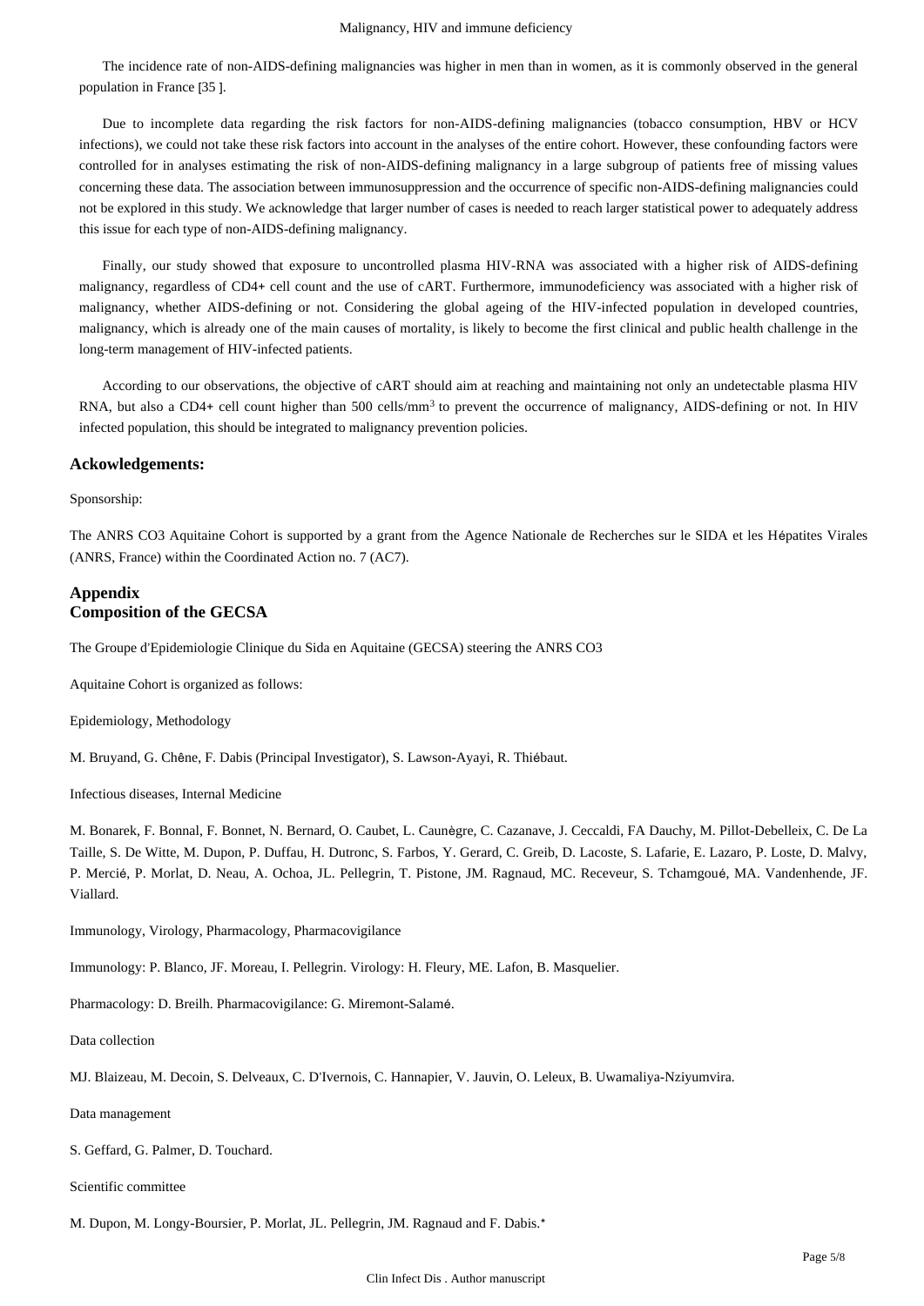The incidence rate of non-AIDS-defining malignancies was higher in men than in women, as it is commonly observed in the general population in France [35 ].

Due to incomplete data regarding the risk factors for non-AIDS-defining malignancies (tobacco consumption, HBV or HCV infections), we could not take these risk factors into account in the analyses of the entire cohort. However, these confounding factors were controlled for in analyses estimating the risk of non-AIDS-defining malignancy in a large subgroup of patients free of missing values concerning these data. The association between immunosuppression and the occurrence of specific non-AIDS-defining malignancies could not be explored in this study. We acknowledge that larger number of cases is needed to reach larger statistical power to adequately address this issue for each type of non-AIDS-defining malignancy.

Finally, our study showed that exposure to uncontrolled plasma HIV-RNA was associated with a higher risk of AIDS-defining malignancy, regardless of CD4+ cell count and the use of cART. Furthermore, immunodeficiency was associated with a higher risk of malignancy, whether AIDS-defining or not. Considering the global ageing of the HIV-infected population in developed countries, malignancy, which is already one of the main causes of mortality, is likely to become the first clinical and public health challenge in the long-term management of HIV-infected patients.

According to our observations, the objective of cART should aim at reaching and maintaining not only an undetectable plasma HIV RNA, but also a CD4+ cell count higher than 500 cells/$mm^3$ to prevent the occurrence of malignancy, AIDS-defining or not. In HIV infected population, this should be integrated to malignancy prevention policies.

## Ackowledgements:

Sponsorship:

The ANRS CO3 Aquitaine Cohort is supported by a grant from the Agence Nationale de Recherches sur le SIDA et les Hépatites Virales (ANRS, France) within the Coordinated Action no. 7 (AC7).

## Appendix
## Composition of the GECSA

The Groupe d'Epidemiologie Clinique du Sida en Aquitaine (GECSA) steering the ANRS CO3

Aquitaine Cohort is organized as follows:

Epidemiology, Methodology

M. Bruyand, G. Chêne, F. Dabis (Principal Investigator), S. Lawson-Ayayi, R. Thiébaut.

Infectious diseases, Internal Medicine

M. Bonarek, F. Bonnal, F. Bonnet, N. Bernard, O. Caubet, L. Caunègre, C. Cazanave, J. Ceccaldi, FA Dauchy, M. Pillot-Debelleix, C. De La Taille, S. De Witte, M. Dupon, P. Duffau, H. Dutronc, S. Farbos, Y. Gerard, C. Greib, D. Lacoste, S. Lafarie, E. Lazaro, P. Loste, D. Malvy, P. Mercié, P. Morlat, D. Neau, A. Ochoa, JL. Pellegrin, T. Pistone, JM. Ragnaud, MC. Receveur, S. Tchamgoué, MA. Vandenhende, JF. Viallard.

Immunology, Virology, Pharmacology, Pharmacovigilance

Immunology: P. Blanco, JF. Moreau, I. Pellegrin. Virology: H. Fleury, ME. Lafon, B. Masquelier.

Pharmacology: D. Breilh. Pharmacovigilance: G. Miremont-Salamé.

Data collection

MJ. Blaizeau, M. Decoin, S. Delveaux, C. D'Ivernois, C. Hannapier, V. Jauvin, O. Leleux, B. Uwamaliya-Nziyumvira.

Data management

S. Geffard, G. Palmer, D. Touchard.

Scientific committee

M. Dupon, M. Longy-Boursier, P. Morlat, JL. Pellegrin, JM. Ragnaud and F. Dabis.*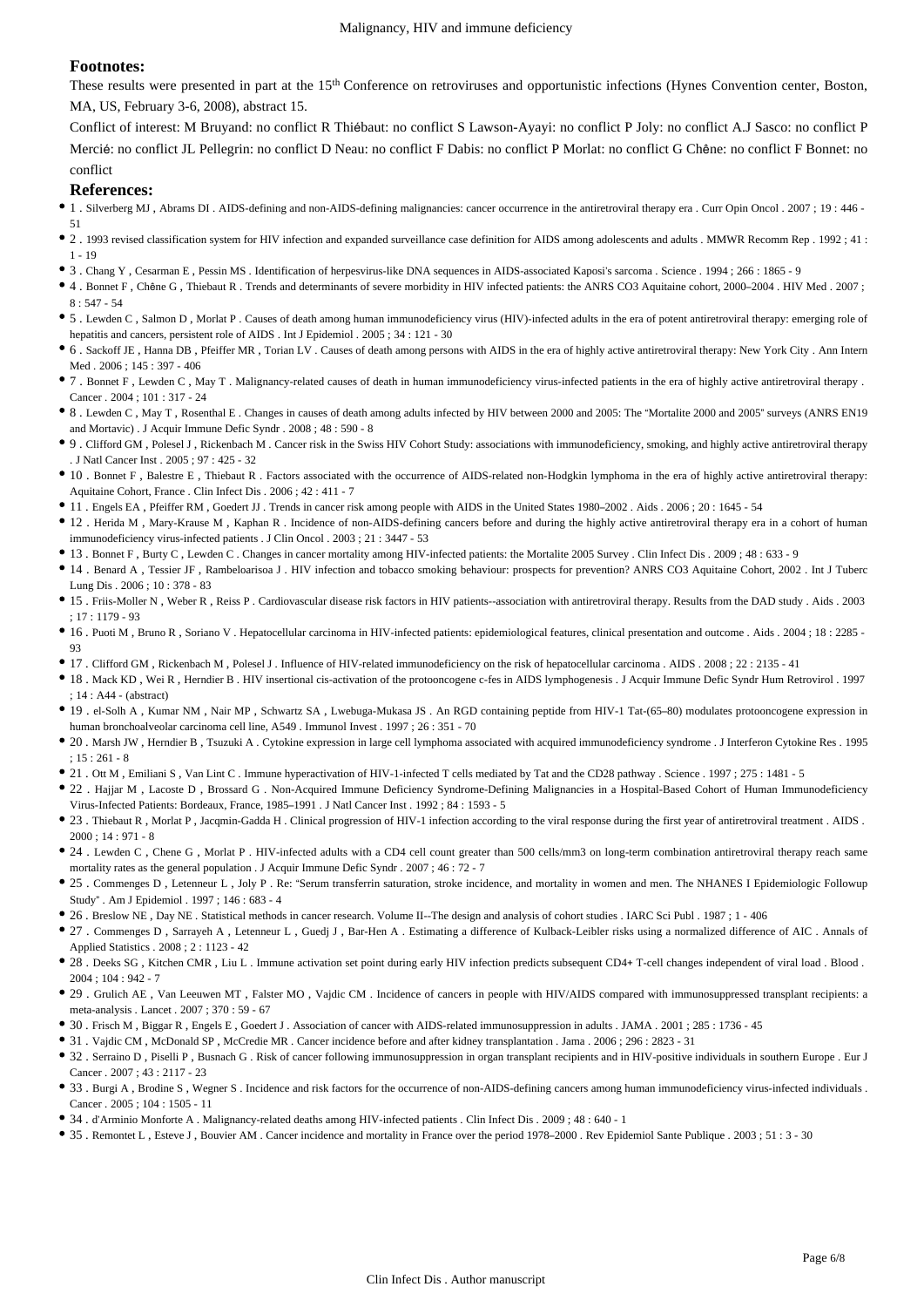**Footnotes:**

These results were presented in part at the 15th Conference on retroviruses and opportunistic infections (Hynes Convention center, Boston, MA, US, February 3-6, 2008), abstract 15.

Conflict of interest: M Bruyand: no conflict R Thiébaut: no conflict S Lawson-Ayayi: no conflict P Joly: no conflict A.J Sasco: no conflict P Mercié: no conflict JL Pellegrin: no conflict D Neau: no conflict F Dabis: no conflict P Morlat: no conflict G Chêne: no conflict F Bonnet: no conflict

**References:**

- 1 . Silverberg MJ , Abrams DI . AIDS-defining and non-AIDS-defining malignancies: cancer occurrence in the antiretroviral therapy era . Curr Opin Oncol . 2007 ; 19 : 446 - 51
- 2 . 1993 revised classification system for HIV infection and expanded surveillance case definition for AIDS among adolescents and adults . MMWR Recomm Rep . 1992 ; 41 : 1 - 19
- 3 . Chang Y , Cesarman E , Pessin MS . Identification of herpesvirus-like DNA sequences in AIDS-associated Kaposi's sarcoma . Science . 1994 ; 266 : 1865 - 9
- 4 . Bonnet F , Chêne G , Thiebaut R . Trends and determinants of severe morbidity in HIV infected patients: the ANRS CO3 Aquitaine cohort, 2000–2004 . HIV Med . 2007 ; 8 : 547 - 54
- 5 . Lewden C , Salmon D , Morlat P . Causes of death among human immunodeficiency virus (HIV)-infected adults in the era of potent antiretroviral therapy: emerging role of hepatitis and cancers, persistent role of AIDS . Int J Epidemiol . 2005 ; 34 : 121 - 30
- 6 . Sackoff JE , Hanna DB , Pfeiffer MR , Torian LV . Causes of death among persons with AIDS in the era of highly active antiretroviral therapy: New York City . Ann Intern Med . 2006 ; 145 : 397 - 406
- 7 . Bonnet F , Lewden C , May T . Malignancy-related causes of death in human immunodeficiency virus-infected patients in the era of highly active antiretroviral therapy . Cancer . 2004 ; 101 : 317 - 24
- 8 . Lewden C , May T , Rosenthal E . Changes in causes of death among adults infected by HIV between 2000 and 2005: The "Mortalite 2000 and 2005" surveys (ANRS EN19 and Mortavic) . J Acquir Immune Defic Syndr . 2008 ; 48 : 590 - 8
- 9 . Clifford GM , Polesel J , Rickenbach M . Cancer risk in the Swiss HIV Cohort Study: associations with immunodeficiency, smoking, and highly active antiretroviral therapy . J Natl Cancer Inst . 2005 ; 97 : 425 - 32
- 10 . Bonnet F , Balestre E , Thiebaut R . Factors associated with the occurrence of AIDS-related non-Hodgkin lymphoma in the era of highly active antiretroviral therapy: Aquitaine Cohort, France . Clin Infect Dis . 2006 ; 42 : 411 - 7
- 11 . Engels EA , Pfeiffer RM , Goedert JJ . Trends in cancer risk among people with AIDS in the United States 1980–2002 . Aids . 2006 ; 20 : 1645 - 54
- 12 . Herida M , Mary-Krause M , Kaphan R . Incidence of non-AIDS-defining cancers before and during the highly active antiretroviral therapy era in a cohort of human immunodeficiency virus-infected patients . J Clin Oncol . 2003 ; 21 : 3447 - 53
- 13 . Bonnet F , Burty C , Lewden C . Changes in cancer mortality among HIV-infected patients: the Mortalite 2005 Survey . Clin Infect Dis . 2009 ; 48 : 633 - 9
- 14 . Benard A , Tessier JF , Rambeloarisoa J . HIV infection and tobacco smoking behaviour: prospects for prevention? ANRS CO3 Aquitaine Cohort, 2002 . Int J Tuberc Lung Dis . 2006 ; 10 : 378 - 83
- 15 . Friis-Moller N , Weber R , Reiss P . Cardiovascular disease risk factors in HIV patients--association with antiretroviral therapy. Results from the DAD study . Aids . 2003 ; 17 : 1179 - 93
- 16 . Puoti M , Bruno R , Soriano V . Hepatocellular carcinoma in HIV-infected patients: epidemiological features, clinical presentation and outcome . Aids . 2004 ; 18 : 2285 - 93
- 17 . Clifford GM , Rickenbach M , Polesel J . Influence of HIV-related immunodeficiency on the risk of hepatocellular carcinoma . AIDS . 2008 ; 22 : 2135 - 41
- 18 . Mack KD , Wei R , Herndier B . HIV insertional cis-activation of the protooncogene c-fes in AIDS lymphogenesis . J Acquir Immune Defic Syndr Hum Retrovirol . 1997 ; 14 : A44 - (abstract)
- 19 . el-Solh A , Kumar NM , Nair MP , Schwartz SA , Lwebuga-Mukasa JS . An RGD containing peptide from HIV-1 Tat-(65–80) modulates protooncogene expression in human bronchoalveolar carcinoma cell line, A549 . Immunol Invest . 1997 ; 26 : 351 - 70
- 20 . Marsh JW , Herndier B , Tsuzuki A . Cytokine expression in large cell lymphoma associated with acquired immunodeficiency syndrome . J Interferon Cytokine Res . 1995 ; 15 : 261 - 8
- 21 . Ott M , Emiliani S , Van Lint C . Immune hyperactivation of HIV-1-infected T cells mediated by Tat and the CD28 pathway . Science . 1997 ; 275 : 1481 - 5
- 22 . Hajjar M , Lacoste D , Brossard G . Non-Acquired Immune Deficiency Syndrome-Defining Malignancies in a Hospital-Based Cohort of Human Immunodeficiency Virus-Infected Patients: Bordeaux, France, 1985–1991 . J Natl Cancer Inst . 1992 ; 84 : 1593 - 5
- 23 . Thiebaut R , Morlat P , Jacqmin-Gadda H . Clinical progression of HIV-1 infection according to the viral response during the first year of antiretroviral treatment . AIDS . 2000 ; 14 : 971 - 8
- 24 . Lewden C , Chene G , Morlat P . HIV-infected adults with a CD4 cell count greater than 500 cells/mm3 on long-term combination antiretroviral therapy reach same mortality rates as the general population . J Acquir Immune Defic Syndr . 2007 ; 46 : 72 - 7
- 25 . Commenges D , Letenneur L , Joly P . Re: "Serum transferrin saturation, stroke incidence, and mortality in women and men. The NHANES I Epidemiologic Followup Study" . Am J Epidemiol . 1997 ; 146 : 683 - 4
- 26 . Breslow NE , Day NE . Statistical methods in cancer research. Volume II--The design and analysis of cohort studies . IARC Sci Publ . 1987 ; 1 - 406
- 27 . Commenges D , Sarrayeh A , Letenneur L , Guedj J , Bar-Hen A . Estimating a difference of Kulback-Leibler risks using a normalized difference of AIC . Annals of Applied Statistics . 2008 ; 2 : 1123 - 42
- 28 . Deeks SG , Kitchen CMR , Liu L . Immune activation set point during early HIV infection predicts subsequent CD4+ T-cell changes independent of viral load . Blood . 2004 ; 104 : 942 - 7
- 29 . Grulich AE , Van Leeuwen MT , Falster MO , Vajdic CM . Incidence of cancers in people with HIV/AIDS compared with immunosuppressed transplant recipients: a meta-analysis . Lancet . 2007 ; 370 : 59 - 67
- 30 . Frisch M , Biggar R , Engels E , Goedert J . Association of cancer with AIDS-related immunosuppression in adults . JAMA . 2001 ; 285 : 1736 - 45
- 31 . Vajdic CM , McDonald SP , McCredie MR . Cancer incidence before and after kidney transplantation . Jama . 2006 ; 296 : 2823 - 31
- 32 . Serraino D , Piselli P , Busnach G . Risk of cancer following immunosuppression in organ transplant recipients and in HIV-positive individuals in southern Europe . Eur J Cancer . 2007 ; 43 : 2117 - 23
- 33 . Burgi A , Brodine S , Wegner S . Incidence and risk factors for the occurrence of non-AIDS-defining cancers among human immunodeficiency virus-infected individuals . Cancer . 2005 ; 104 : 1505 - 11
- 34 . d'Arminio Monforte A . Malignancy-related deaths among HIV-infected patients . Clin Infect Dis . 2009 ; 48 : 640 - 1
- 35 . Remontet L , Esteve J , Bouvier AM . Cancer incidence and mortality in France over the period 1978–2000 . Rev Epidemiol Sante Publique . 2003 ; 51 : 3 - 30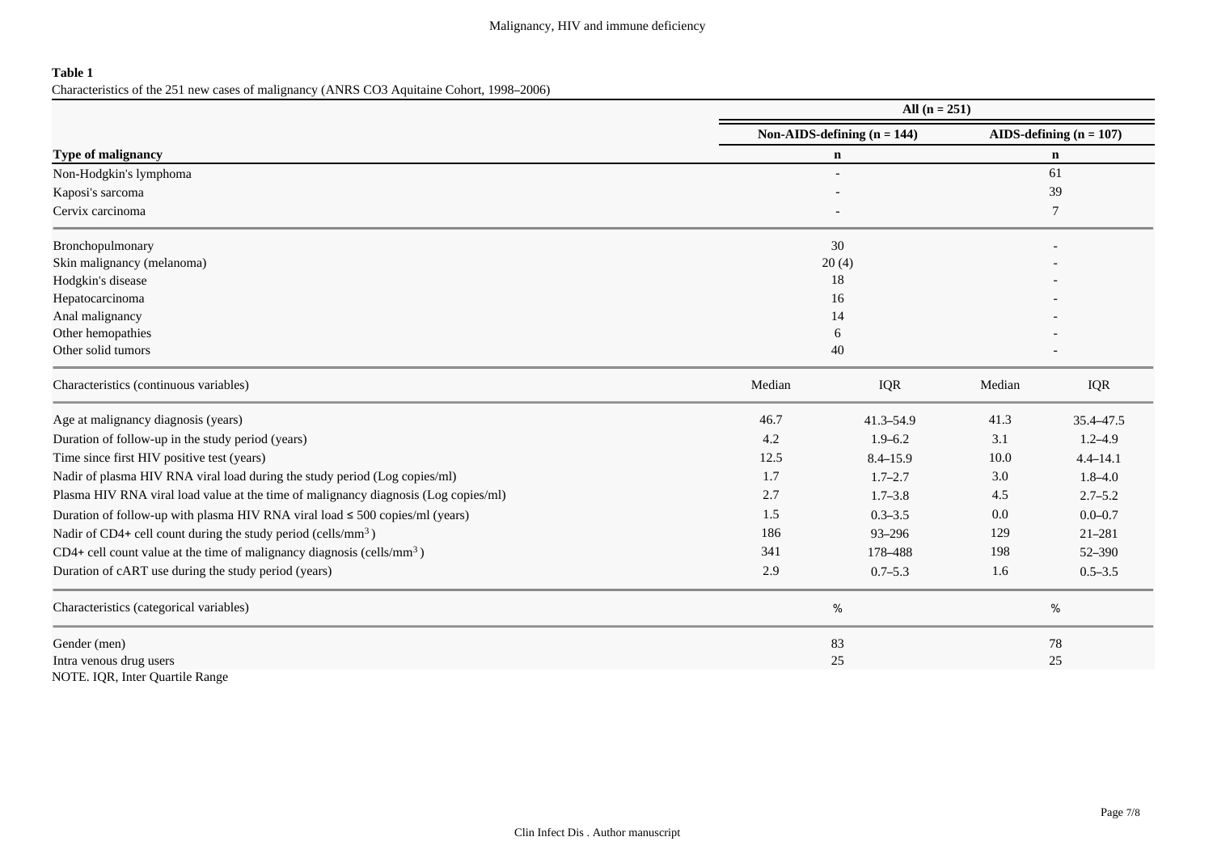**Table 1**

Characteristics of the 251 new cases of malignancy (ANRS CO3 Aquitaine Cohort, 1998–2006)

| | All (n = 251) | | | |
|---|---|---|---|---|
| | Non-AIDS-defining (n = 144) | | AIDS-defining (n = 107) | |
| **Type of malignancy** | **n** | | **n** | |
| Non-Hodgkin's lymphoma | - | | 61 | |
| Kaposi's sarcoma | - | | 39 | |
| Cervix carcinoma | - | | 7 | |
| Bronchopulmonary | 30 | | - | |
| Skin malignancy (melanoma) | 20 (4) | | - | |
| Hodgkin's disease | 18 | | - | |
| Hepatocarcinoma | 16 | | - | |
| Anal malignancy | 14 | | - | |
| Other hemopathies | 6 | | - | |
| Other solid tumors | 40 | | - | |
| Characteristics (continuous variables) | Median | IQR | Median | IQR |
| Age at malignancy diagnosis (years) | 46.7 | 41.3–54.9 | 41.3 | 35.4–47.5 |
| Duration of follow-up in the study period (years) | 4.2 | 1.9–6.2 | 3.1 | 1.2–4.9 |
| Time since first HIV positive test (years) | 12.5 | 8.4–15.9 | 10.0 | 4.4–14.1 |
| Nadir of plasma HIV RNA viral load during the study period (Log copies/ml) | 1.7 | 1.7–2.7 | 3.0 | 1.8–4.0 |
| Plasma HIV RNA viral load value at the time of malignancy diagnosis (Log copies/ml) | 2.7 | 1.7–3.8 | 4.5 | 2.7–5.2 |
| Duration of follow-up with plasma HIV RNA viral load ≤ 500 copies/ml (years) | 1.5 | 0.3–3.5 | 0.0 | 0.0–0.7 |
| Nadir of CD4+ cell count during the study period (cells/mm$^3$) | 186 | 93–296 | 129 | 21–281 |
| CD4+ cell count value at the time of malignancy diagnosis (cells/mm$^3$) | 341 | 178–488 | 198 | 52–390 |
| Duration of cART use during the study period (years) | 2.9 | 0.7–5.3 | 1.6 | 0.5–3.5 |
| Characteristics (categorical variables) | % | | % | |
| Gender (men) | 83 | | 78 | |
| Intra venous drug users | 25 | | 25 | |

NOTE. IQR, Inter Quartile Range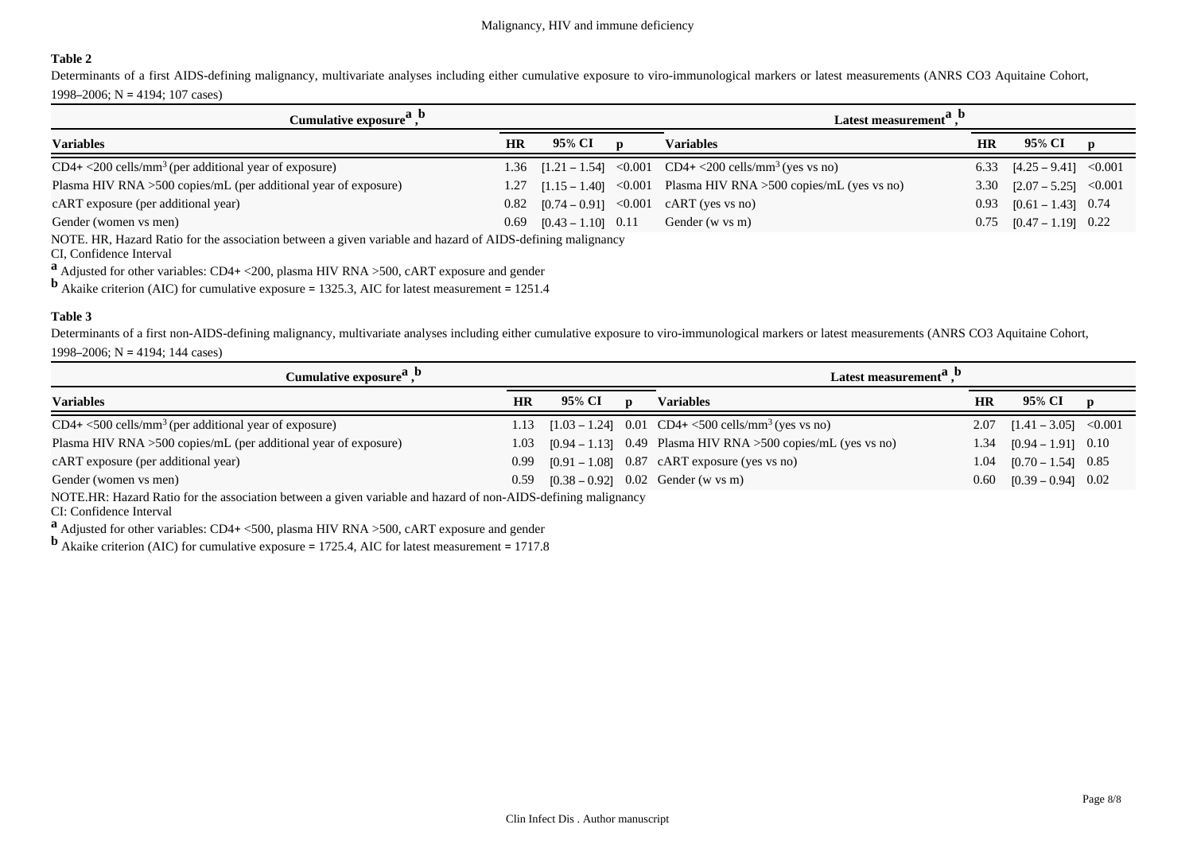**Table 2**

Determinants of a first AIDS-defining malignancy, multivariate analyses including either cumulative exposure to viro-immunological markers or latest measurements (ANRS CO3 Aquitaine Cohort, 1998–2006; N = 4194; 107 cases)

| Cumulative exposure[a, b] | | | | Latest measurement[a, b] | | | |
|---|---|---|---|---|---|---|---|
| **Variables** | **HR** | **95% CI** | **p** | **Variables** | **HR** | **95% CI** | **p** |
| CD4+ <200 cells/mm$^3$ (per additional year of exposure) | 1.36 | [1.21 – 1.54] | <0.001 | CD4+ <200 cells/mm$^3$ (yes vs no) | 6.33 | [4.25 – 9.41] | <0.001 |
| Plasma HIV RNA >500 copies/mL (per additional year of exposure) | 1.27 | [1.15 – 1.40] | <0.001 | Plasma HIV RNA >500 copies/mL (yes vs no) | 3.30 | [2.07 – 5.25] | <0.001 |
| cART exposure (per additional year) | 0.82 | [0.74 – 0.91] | <0.001 | cART (yes vs no) | 0.93 | [0.61 – 1.43] | 0.74 |
| Gender (women vs men) | 0.69 | [0.43 – 1.10] | 0.11 | Gender (w vs m) | 0.75 | [0.47 – 1.19] | 0.22 |

NOTE. HR, Hazard Ratio for the association between a given variable and hazard of AIDS-defining malignancy

CI, Confidence Interval

[a] Adjusted for other variables: CD4+ <200, plasma HIV RNA >500, cART exposure and gender

[b] Akaike criterion (AIC) for cumulative exposure = 1325.3, AIC for latest measurement = 1251.4

**Table 3**

Determinants of a first non-AIDS-defining malignancy, multivariate analyses including either cumulative exposure to viro-immunological markers or latest measurements (ANRS CO3 Aquitaine Cohort, 1998–2006; N = 4194; 144 cases)

| Cumulative exposure[a, b] | | | | Latest measurement[a, b] | | | |
|---|---|---|---|---|---|---|---|
| **Variables** | **HR** | **95% CI** | **p** | **Variables** | **HR** | **95% CI** | **p** |
| CD4+ <500 cells/mm$^3$ (per additional year of exposure) | 1.13 | [1.03 – 1.24] | 0.01 | CD4+ <500 cells/mm$^3$ (yes vs no) | 2.07 | [1.41 – 3.05] | <0.001 |
| Plasma HIV RNA >500 copies/mL (per additional year of exposure) | 1.03 | [0.94 – 1.13] | 0.49 | Plasma HIV RNA >500 copies/mL (yes vs no) | 1.34 | [0.94 – 1.91] | 0.10 |
| cART exposure (per additional year) | 0.99 | [0.91 – 1.08] | 0.87 | cART exposure (yes vs no) | 1.04 | [0.70 – 1.54] | 0.85 |
| Gender (women vs men) | 0.59 | [0.38 – 0.92] | 0.02 | Gender (w vs m) | 0.60 | [0.39 – 0.94] | 0.02 |

NOTE.HR: Hazard Ratio for the association between a given variable and hazard of non-AIDS-defining malignancy

CI: Confidence Interval

[a] Adjusted for other variables: CD4+ <500, plasma HIV RNA >500, cART exposure and gender

[b] Akaike criterion (AIC) for cumulative exposure = 1725.4, AIC for latest measurement = 1717.8